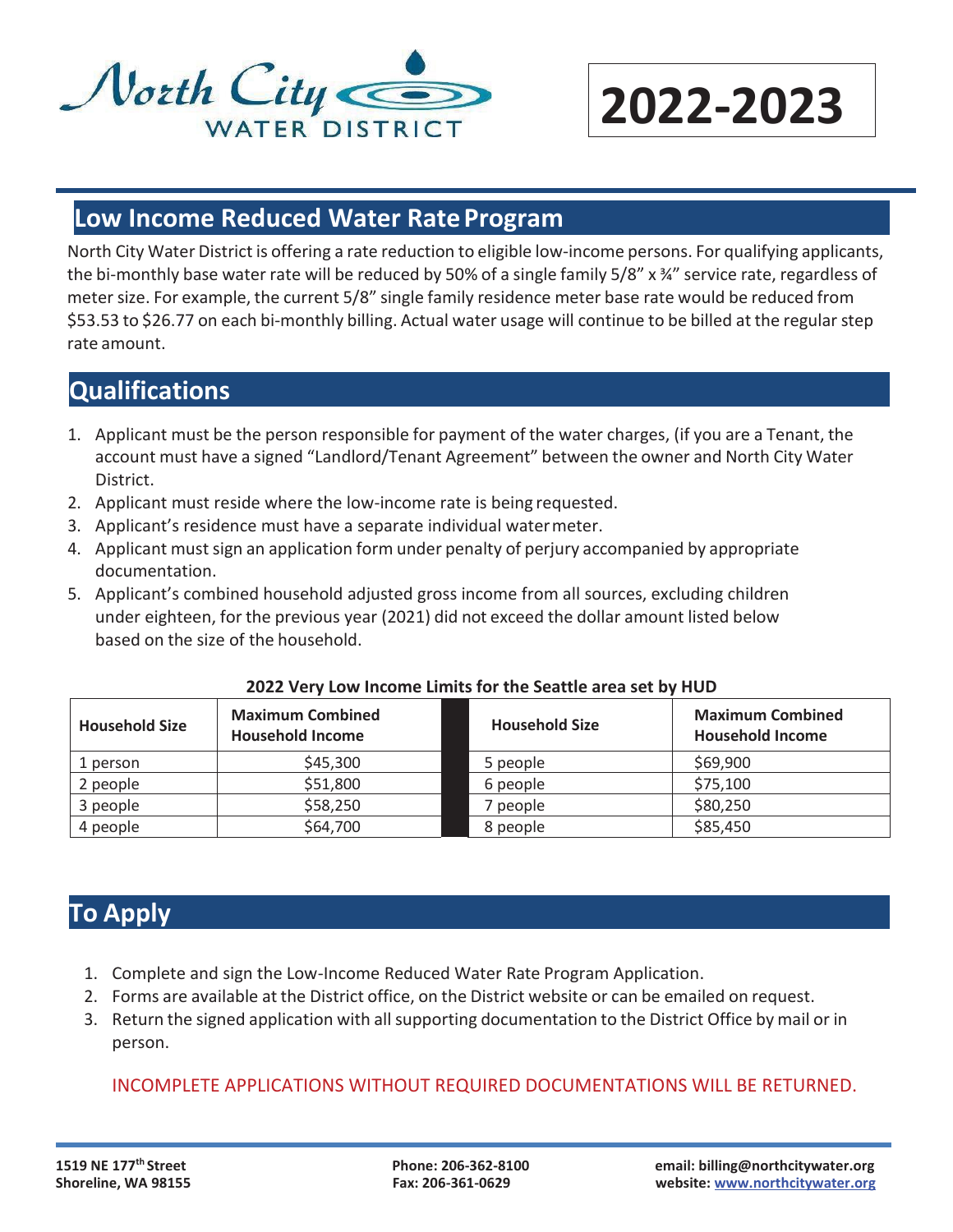North City WATER DISTRICT

# 2022-2023

## Low Income Reduced Water Rate Program

North City Water District is offering a rate reduction to eligible low-income persons. For qualifying applicants, the bi-monthly base water rate will be reduced by 50% of a single family 5/8" x ¾" service rate, regardless of meter size. For example, the current 5/8" single family residence meter base rate would be reduced from $53.53 to $26.77 on each bi-monthly billing. Actual water usage will continue to be billed at the regular step rate amount.

## Qualifications

1. Applicant must be the person responsible for payment of the water charges, (if you are a Tenant, the account must have a signed "Landlord/Tenant Agreement" between the owner and North City Water District.
2. Applicant must reside where the low-income rate is being requested.
3. Applicant's residence must have a separate individual water meter.
4. Applicant must sign an application form under penalty of perjury accompanied by appropriate documentation.
5. Applicant's combined household adjusted gross income from all sources, excluding children under eighteen, for the previous year (2021) did not exceed the dollar amount listed below based on the size of the household.

**2022 Very Low Income Limits for the Seattle area set by HUD**

| Household Size | Maximum Combined Household Income | Household Size | Maximum Combined Household Income |
|---|---|---|---|
| 1 person | $45,300 | 5 people | $69,900 |
| 2 people | $51,800 | 6 people | $75,100 |
| 3 people | $58,250 | 7 people | $80,250 |
| 4 people | $64,700 | 8 people | $85,450 |

## To Apply

1. Complete and sign the Low-Income Reduced Water Rate Program Application.
2. Forms are available at the District office, on the District website or can be emailed on request.
3. Return the signed application with all supporting documentation to the District Office by mail or in person.

INCOMPLETE APPLICATIONS WITHOUT REQUIRED DOCUMENTATIONS WILL BE RETURNED.

**1519 NE 177th Street**
**Shoreline, WA 98155**

**Phone: 206-362-8100**
**Fax: 206-361-0629**

**email: billing@northcitywater.org**
**website: www.northcitywater.org**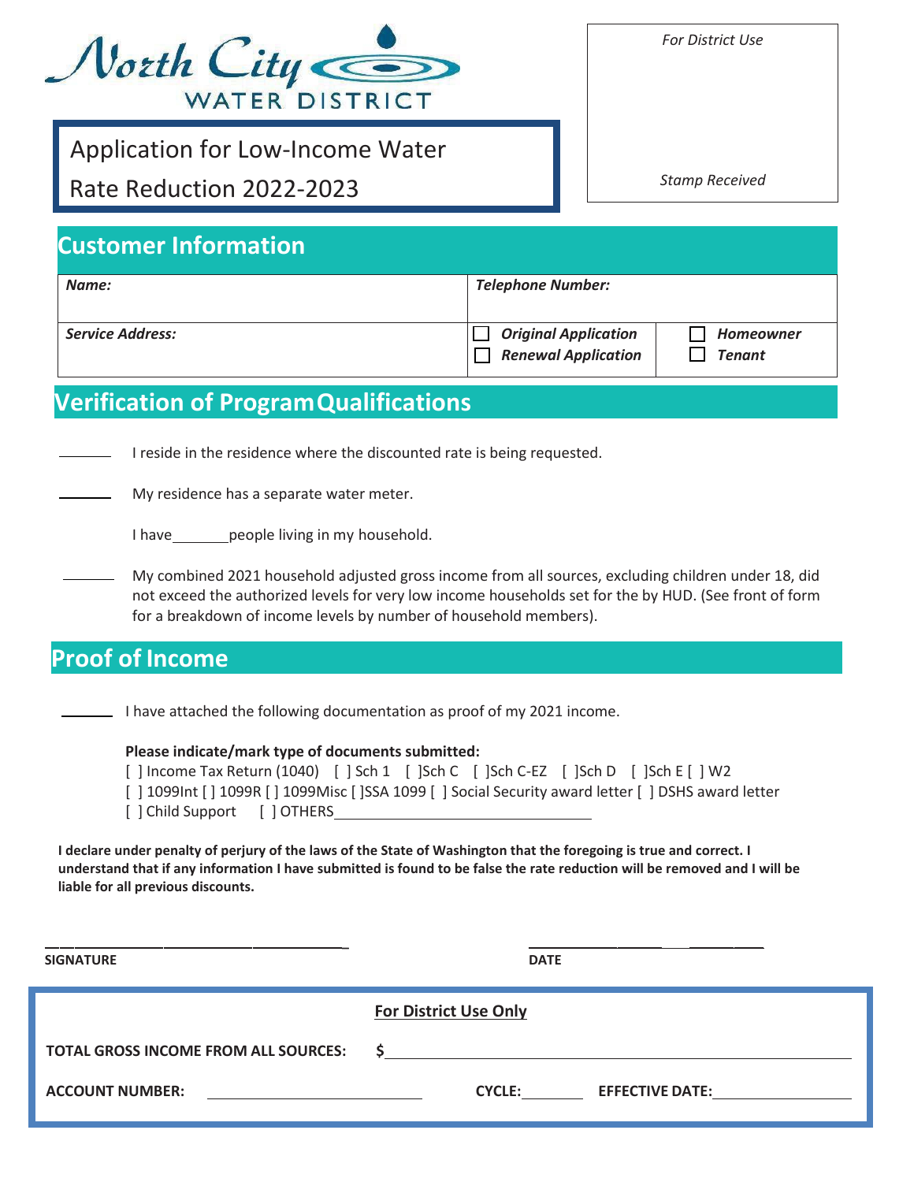North City WATER DISTRICT

# Application for Low-Income Water Rate Reduction 2022-2023

*For District Use*

*Stamp Received*

## Customer Information

| | | |
|---|---|---|
| ***Name:*** | ***Telephone Number:*** | |
| ***Service Address:*** | ☐ ***Original Application*** ☐ ***Renewal Application*** | ☐ ***Homeowner*** ☐ ***Tenant*** |

## Verification of Program Qualifications

\_\_\_\_\_\_ I reside in the residence where the discounted rate is being requested.

\_\_\_\_\_\_ My residence has a separate water meter.

I have \_\_\_\_\_\_ people living in my household.

\_\_\_\_\_\_ My combined 2021 household adjusted gross income from all sources, excluding children under 18, did not exceed the authorized levels for very low income households set for the by HUD. (See front of form for a breakdown of income levels by number of household members).

## Proof of Income

\_\_\_\_\_\_ I have attached the following documentation as proof of my 2021 income.

**Please indicate/mark type of documents submitted:**

[ ] Income Tax Return (1040) [ ] Sch 1 [ ]Sch C [ ]Sch C-EZ [ ]Sch D [ ]Sch E [ ] W2

[ ] 1099Int [ ] 1099R [ ] 1099Misc [ ]SSA 1099 [ ] Social Security award letter [ ] DSHS award letter

[ ] Child Support [ ] OTHERS\_\_\_\_\_\_\_\_\_\_\_\_\_\_\_\_\_\_\_\_\_\_\_\_\_\_

**I declare under penalty of perjury of the laws of the State of Washington that the foregoing is true and correct. I understand that if any information I have submitted is found to be false the rate reduction will be removed and I will be liable for all previous discounts.**

\_\_\_\_\_\_\_\_\_\_\_\_\_\_\_\_\_\_\_\_\_\_\_\_\_\_\_\_\_\_\_\_\_\_ \_\_\_\_\_\_\_\_\_\_\_\_\_\_\_\_\_\_\_\_

**SIGNATURE** **DATE**

**For District Use Only**

**TOTAL GROSS INCOME FROM ALL SOURCES:** $\_\_\_\_\_\_\_\_\_\_\_\_\_\_\_\_\_\_\_\_\_\_\_\_

**ACCOUNT NUMBER:** \_\_\_\_\_\_\_\_\_\_\_\_\_\_\_\_\_\_ **CYCLE:** \_\_\_\_\_\_ **EFFECTIVE DATE:** \_\_\_\_\_\_\_\_\_\_\_\_